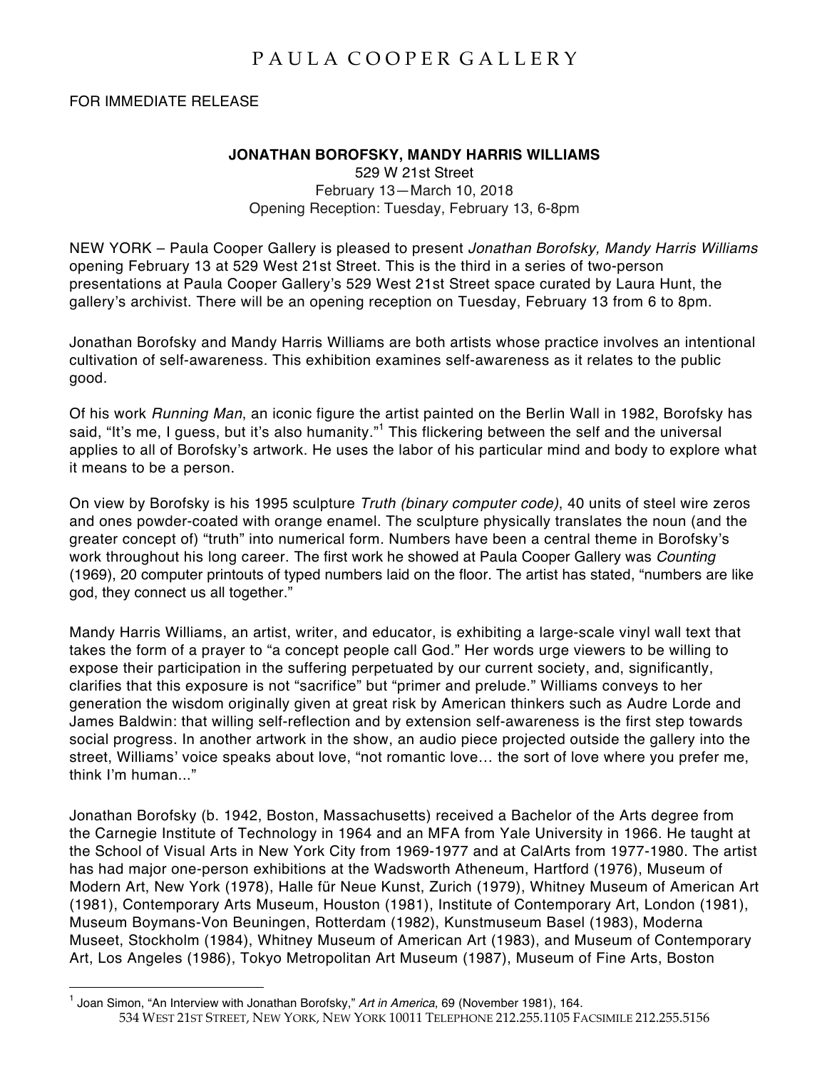# PAULA COOPER GALLERY

FOR IMMEDIATE RELEASE

**JONATHAN BOROFSKY, MANDY HARRIS WILLIAMS**

529 W 21st Street
February 13—March 10, 2018
Opening Reception: Tuesday, February 13, 6-8pm

NEW YORK – Paula Cooper Gallery is pleased to present *Jonathan Borofsky, Mandy Harris Williams* opening February 13 at 529 West 21st Street. This is the third in a series of two-person presentations at Paula Cooper Gallery's 529 West 21st Street space curated by Laura Hunt, the gallery's archivist. There will be an opening reception on Tuesday, February 13 from 6 to 8pm.

Jonathan Borofsky and Mandy Harris Williams are both artists whose practice involves an intentional cultivation of self-awareness. This exhibition examines self-awareness as it relates to the public good.

Of his work *Running Man*, an iconic figure the artist painted on the Berlin Wall in 1982, Borofsky has said, "It's me, I guess, but it's also humanity."[1] This flickering between the self and the universal applies to all of Borofsky's artwork. He uses the labor of his particular mind and body to explore what it means to be a person.

On view by Borofsky is his 1995 sculpture *Truth (binary computer code)*, 40 units of steel wire zeros and ones powder-coated with orange enamel. The sculpture physically translates the noun (and the greater concept of) "truth" into numerical form. Numbers have been a central theme in Borofsky's work throughout his long career. The first work he showed at Paula Cooper Gallery was *Counting* (1969), 20 computer printouts of typed numbers laid on the floor. The artist has stated, "numbers are like god, they connect us all together."

Mandy Harris Williams, an artist, writer, and educator, is exhibiting a large-scale vinyl wall text that takes the form of a prayer to "a concept people call God." Her words urge viewers to be willing to expose their participation in the suffering perpetuated by our current society, and, significantly, clarifies that this exposure is not "sacrifice" but "primer and prelude." Williams conveys to her generation the wisdom originally given at great risk by American thinkers such as Audre Lorde and James Baldwin: that willing self-reflection and by extension self-awareness is the first step towards social progress. In another artwork in the show, an audio piece projected outside the gallery into the street, Williams' voice speaks about love, "not romantic love… the sort of love where you prefer me, think I'm human..."

Jonathan Borofsky (b. 1942, Boston, Massachusetts) received a Bachelor of the Arts degree from the Carnegie Institute of Technology in 1964 and an MFA from Yale University in 1966. He taught at the School of Visual Arts in New York City from 1969-1977 and at CalArts from 1977-1980. The artist has had major one-person exhibitions at the Wadsworth Atheneum, Hartford (1976), Museum of Modern Art, New York (1978), Halle für Neue Kunst, Zurich (1979), Whitney Museum of American Art (1981), Contemporary Arts Museum, Houston (1981), Institute of Contemporary Art, London (1981), Museum Boymans-Von Beuningen, Rotterdam (1982), Kunstmuseum Basel (1983), Moderna Museet, Stockholm (1984), Whitney Museum of American Art (1983), and Museum of Contemporary Art, Los Angeles (1986), Tokyo Metropolitan Art Museum (1987), Museum of Fine Arts, Boston

[1] Joan Simon, "An Interview with Jonathan Borofsky," *Art in America*, 69 (November 1981), 164.

534 WEST 21ST STREET, NEW YORK, NEW YORK 10011 TELEPHONE 212.255.1105 FACSIMILE 212.255.5156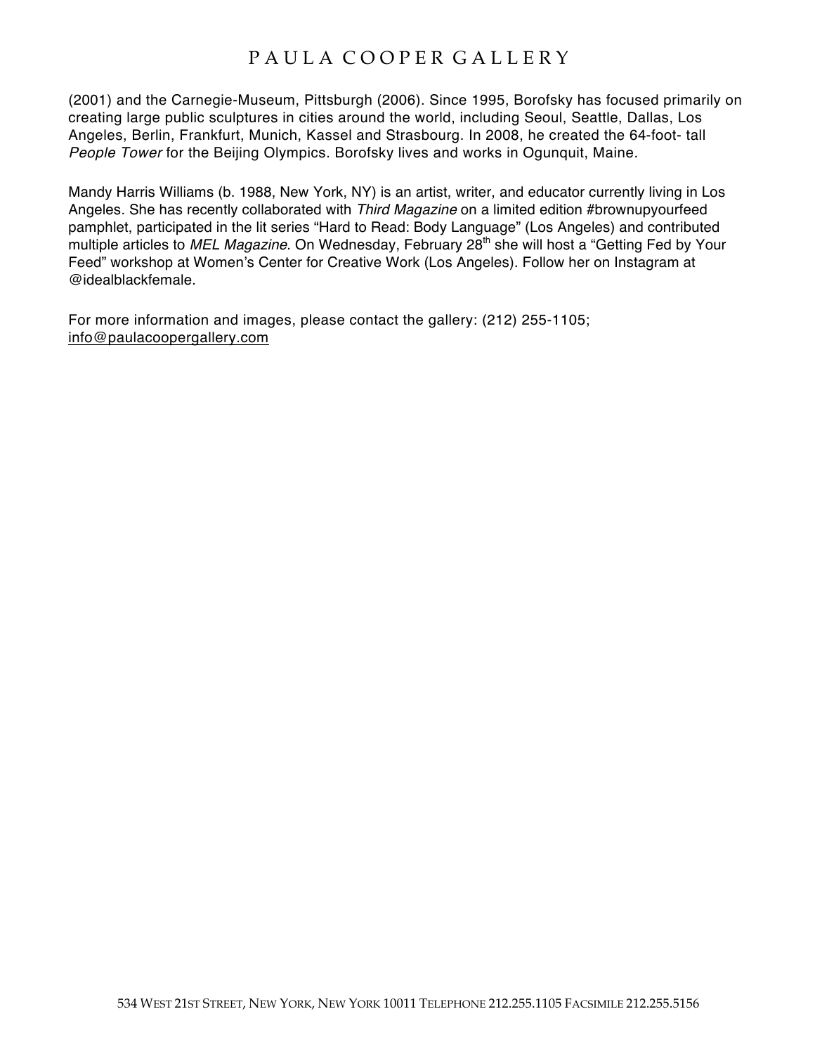(2001) and the Carnegie-Museum, Pittsburgh (2006). Since 1995, Borofsky has focused primarily on creating large public sculptures in cities around the world, including Seoul, Seattle, Dallas, Los Angeles, Berlin, Frankfurt, Munich, Kassel and Strasbourg. In 2008, he created the 64-foot- tall *People Tower* for the Beijing Olympics. Borofsky lives and works in Ogunquit, Maine.

Mandy Harris Williams (b. 1988, New York, NY) is an artist, writer, and educator currently living in Los Angeles. She has recently collaborated with *Third Magazine* on a limited edition #brownupyourfeed pamphlet, participated in the lit series "Hard to Read: Body Language" (Los Angeles) and contributed multiple articles to *MEL Magazine*. On Wednesday, February 28th she will host a "Getting Fed by Your Feed" workshop at Women's Center for Creative Work (Los Angeles). Follow her on Instagram at @idealblackfemale.

For more information and images, please contact the gallery: (212) 255-1105; info@paulacoopergallery.com